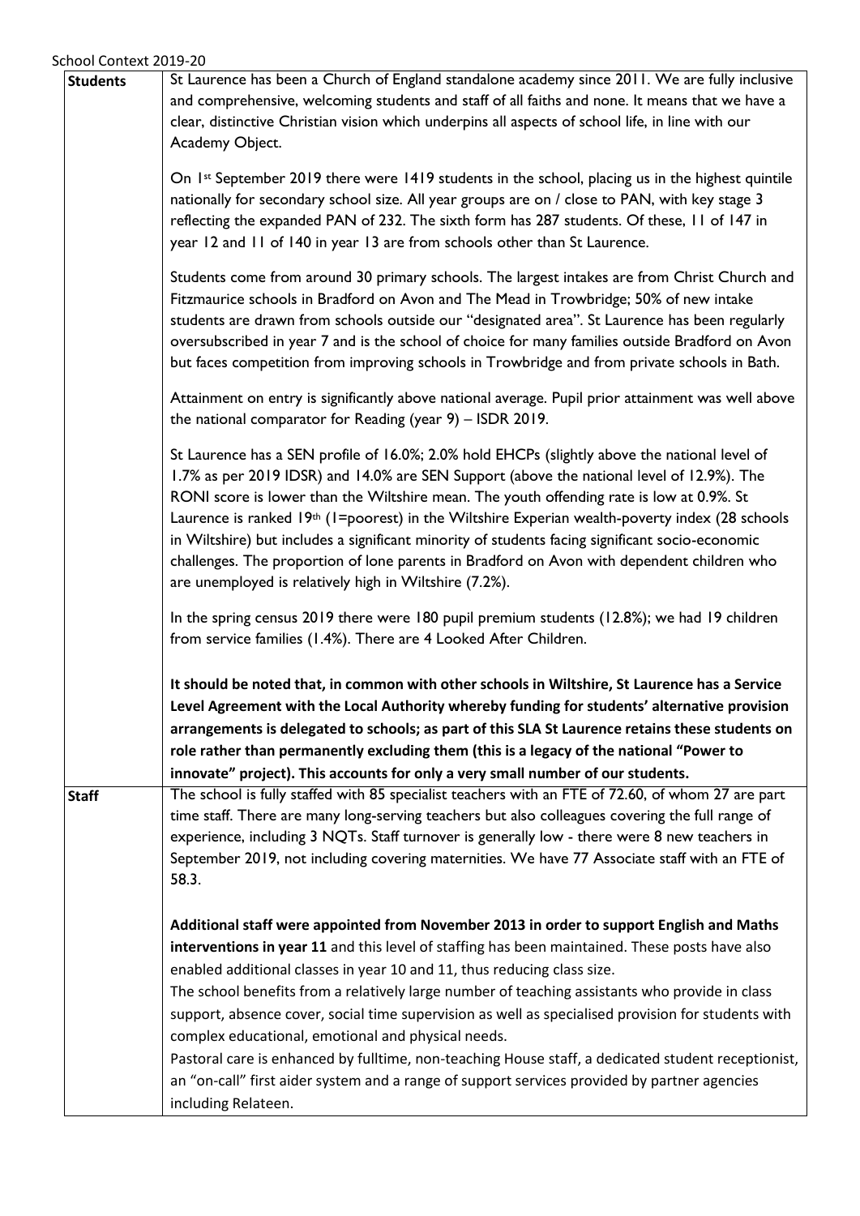School Context 2019-20

| | |
|---|---|
| **Students** | St Laurence has been a Church of England standalone academy since 2011. We are fully inclusive and comprehensive, welcoming students and staff of all faiths and none. It means that we have a clear, distinctive Christian vision which underpins all aspects of school life, in line with our Academy Object.<br><br>On 1st September 2019 there were 1419 students in the school, placing us in the highest quintile nationally for secondary school size. All year groups are on / close to PAN, with key stage 3 reflecting the expanded PAN of 232. The sixth form has 287 students. Of these, 11 of 147 in year 12 and 11 of 140 in year 13 are from schools other than St Laurence.<br><br>Students come from around 30 primary schools. The largest intakes are from Christ Church and Fitzmaurice schools in Bradford on Avon and The Mead in Trowbridge; 50% of new intake students are drawn from schools outside our "designated area". St Laurence has been regularly oversubscribed in year 7 and is the school of choice for many families outside Bradford on Avon but faces competition from improving schools in Trowbridge and from private schools in Bath.<br><br>Attainment on entry is significantly above national average. Pupil prior attainment was well above the national comparator for Reading (year 9) – ISDR 2019.<br><br>St Laurence has a SEN profile of 16.0%; 2.0% hold EHCPs (slightly above the national level of 1.7% as per 2019 IDSR) and 14.0% are SEN Support (above the national level of 12.9%). The RONI score is lower than the Wiltshire mean. The youth offending rate is low at 0.9%. St Laurence is ranked 19th (1=poorest) in the Wiltshire Experian wealth-poverty index (28 schools in Wiltshire) but includes a significant minority of students facing significant socio-economic challenges. The proportion of lone parents in Bradford on Avon with dependent children who are unemployed is relatively high in Wiltshire (7.2%).<br><br>In the spring census 2019 there were 180 pupil premium students (12.8%); we had 19 children from service families (1.4%). There are 4 Looked After Children.<br><br>**It should be noted that, in common with other schools in Wiltshire, St Laurence has a Service Level Agreement with the Local Authority whereby funding for students' alternative provision arrangements is delegated to schools; as part of this SLA St Laurence retains these students on role rather than permanently excluding them (this is a legacy of the national "Power to innovate" project). This accounts for only a very small number of our students.** |
| **Staff** | The school is fully staffed with 85 specialist teachers with an FTE of 72.60, of whom 27 are part time staff. There are many long-serving teachers but also colleagues covering the full range of experience, including 3 NQTs. Staff turnover is generally low - there were 8 new teachers in September 2019, not including covering maternities. We have 77 Associate staff with an FTE of 58.3.<br><br>**Additional staff were appointed from November 2013 in order to support English and Maths interventions in year 11** and this level of staffing has been maintained. These posts have also enabled additional classes in year 10 and 11, thus reducing class size.<br>The school benefits from a relatively large number of teaching assistants who provide in class support, absence cover, social time supervision as well as specialised provision for students with complex educational, emotional and physical needs.<br>Pastoral care is enhanced by fulltime, non-teaching House staff, a dedicated student receptionist, an "on-call" first aider system and a range of support services provided by partner agencies including Relateen. |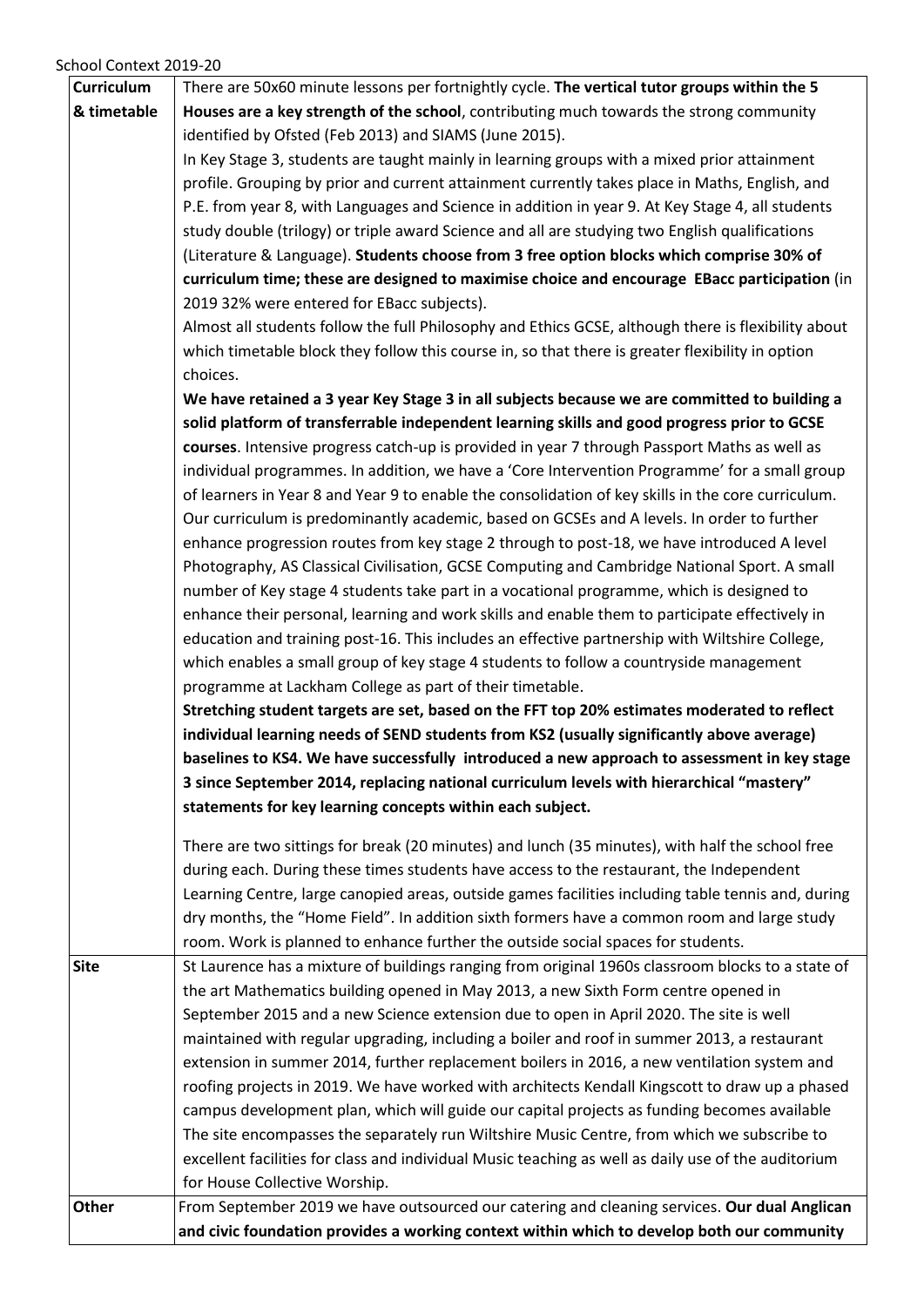School Context 2019-20

| | |
|---|---|
| **Curriculum & timetable** | There are 50x60 minute lessons per fortnightly cycle. **The vertical tutor groups within the 5 Houses are a key strength of the school**, contributing much towards the strong community identified by Ofsted (Feb 2013) and SIAMS (June 2015).<br>In Key Stage 3, students are taught mainly in learning groups with a mixed prior attainment profile. Grouping by prior and current attainment currently takes place in Maths, English, and P.E. from year 8, with Languages and Science in addition in year 9. At Key Stage 4, all students study double (trilogy) or triple award Science and all are studying two English qualifications (Literature & Language). **Students choose from 3 free option blocks which comprise 30% of curriculum time; these are designed to maximise choice and encourage EBacc participation** (in 2019 32% were entered for EBacc subjects).<br>Almost all students follow the full Philosophy and Ethics GCSE, although there is flexibility about which timetable block they follow this course in, so that there is greater flexibility in option choices.<br>**We have retained a 3 year Key Stage 3 in all subjects because we are committed to building a solid platform of transferrable independent learning skills and good progress prior to GCSE courses**. Intensive progress catch-up is provided in year 7 through Passport Maths as well as individual programmes. In addition, we have a 'Core Intervention Programme' for a small group of learners in Year 8 and Year 9 to enable the consolidation of key skills in the core curriculum. Our curriculum is predominantly academic, based on GCSEs and A levels. In order to further enhance progression routes from key stage 2 through to post-18, we have introduced A level Photography, AS Classical Civilisation, GCSE Computing and Cambridge National Sport. A small number of Key stage 4 students take part in a vocational programme, which is designed to enhance their personal, learning and work skills and enable them to participate effectively in education and training post-16. This includes an effective partnership with Wiltshire College, which enables a small group of key stage 4 students to follow a countryside management programme at Lackham College as part of their timetable.<br>**Stretching student targets are set, based on the FFT top 20% estimates moderated to reflect individual learning needs of SEND students from KS2 (usually significantly above average) baselines to KS4. We have successfully introduced a new approach to assessment in key stage 3 since September 2014, replacing national curriculum levels with hierarchical "mastery" statements for key learning concepts within each subject.**<br><br>There are two sittings for break (20 minutes) and lunch (35 minutes), with half the school free during each. During these times students have access to the restaurant, the Independent Learning Centre, large canopied areas, outside games facilities including table tennis and, during dry months, the "Home Field". In addition sixth formers have a common room and large study room. Work is planned to enhance further the outside social spaces for students. |
| **Site** | St Laurence has a mixture of buildings ranging from original 1960s classroom blocks to a state of the art Mathematics building opened in May 2013, a new Sixth Form centre opened in September 2015 and a new Science extension due to open in April 2020. The site is well maintained with regular upgrading, including a boiler and roof in summer 2013, a restaurant extension in summer 2014, further replacement boilers in 2016, a new ventilation system and roofing projects in 2019. We have worked with architects Kendall Kingscott to draw up a phased campus development plan, which will guide our capital projects as funding becomes available The site encompasses the separately run Wiltshire Music Centre, from which we subscribe to excellent facilities for class and individual Music teaching as well as daily use of the auditorium for House Collective Worship. |
| **Other** | From September 2019 we have outsourced our catering and cleaning services. **Our dual Anglican and civic foundation provides a working context within which to develop both our community** |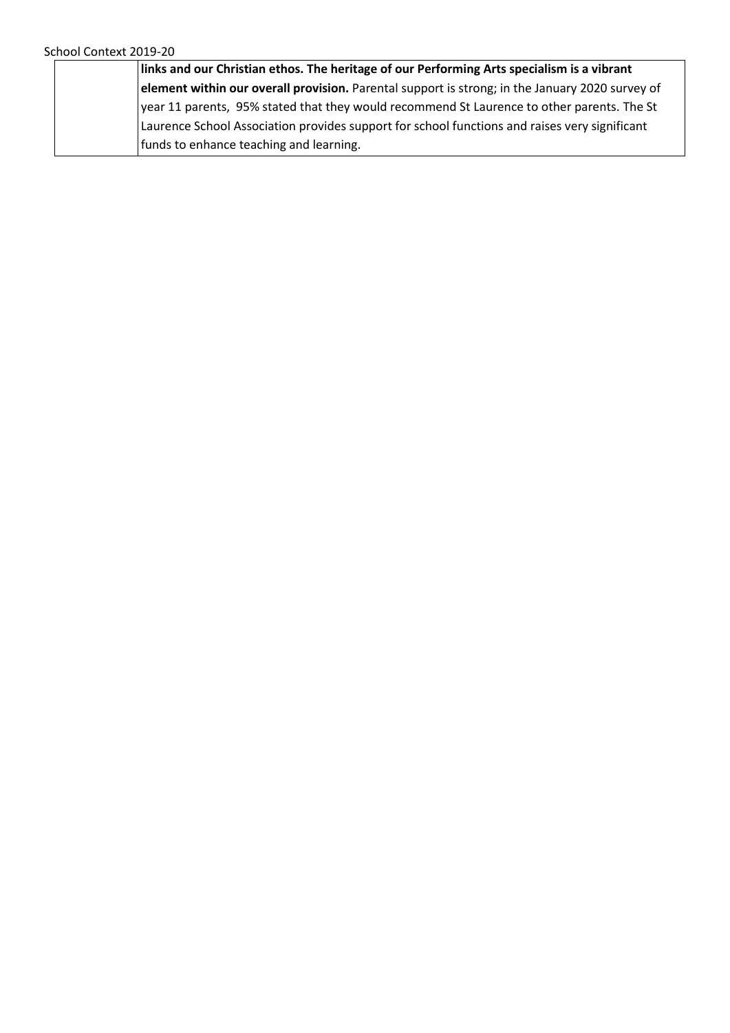| | |
|---|---|
| | **links and our Christian ethos. The heritage of our Performing Arts specialism is a vibrant element within our overall provision.** Parental support is strong; in the January 2020 survey of year 11 parents, 95% stated that they would recommend St Laurence to other parents. The St Laurence School Association provides support for school functions and raises very significant funds to enhance teaching and learning. |